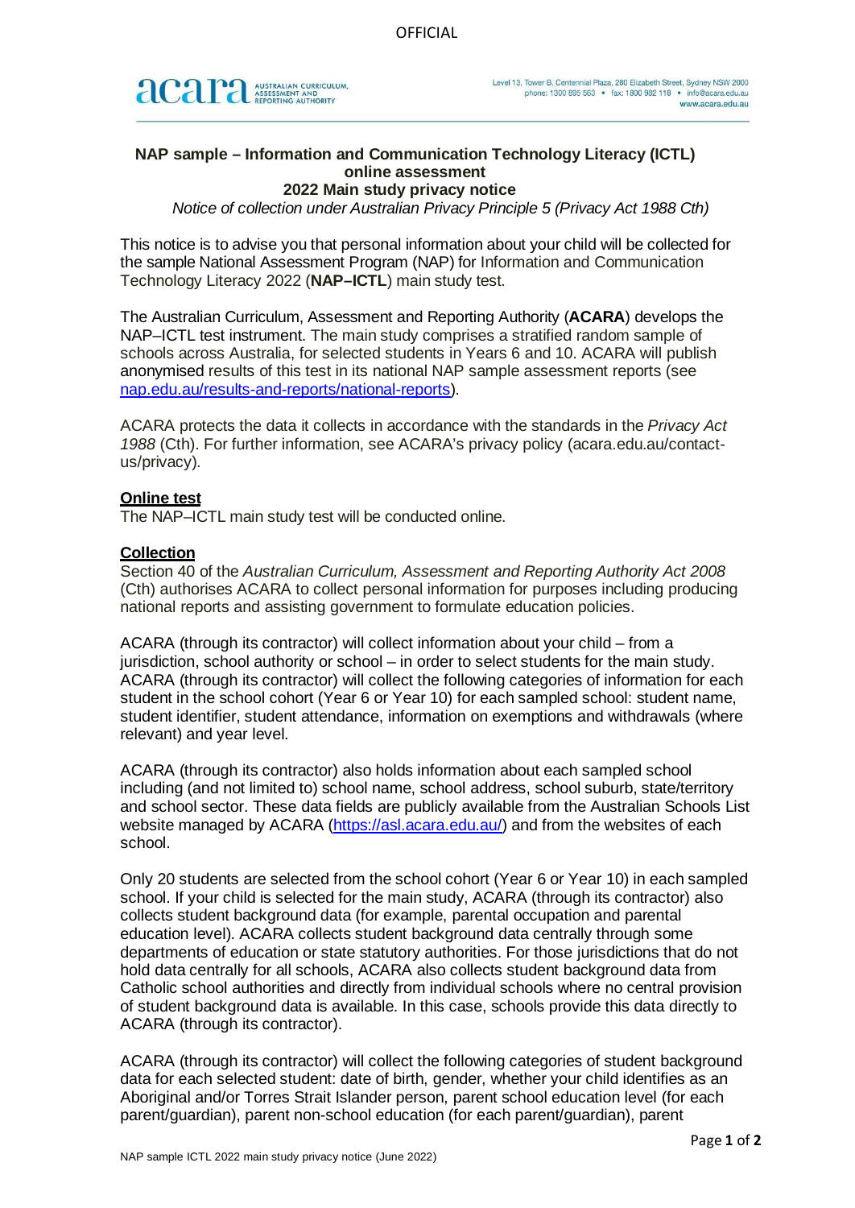OFFICIAL

acara AUSTRALIAN CURRICULUM, ASSESSMENT AND REPORTING AUTHORITY

Level 13, Tower B, Centennial Plaza, 280 Elizabeth Street, Sydney NSW 2000
phone: 1300 895 563 • fax: 1800 982 118 • info@acara.edu.au
www.acara.edu.au

# NAP sample – Information and Communication Technology Literacy (ICTL) online assessment
## 2022 Main study privacy notice

*Notice of collection under Australian Privacy Principle 5 (Privacy Act 1988 Cth)*

This notice is to advise you that personal information about your child will be collected for the sample National Assessment Program (NAP) for Information and Communication Technology Literacy 2022 (**NAP–ICTL**) main study test.

The Australian Curriculum, Assessment and Reporting Authority (**ACARA**) develops the NAP–ICTL test instrument. The main study comprises a stratified random sample of schools across Australia, for selected students in Years 6 and 10. ACARA will publish anonymised results of this test in its national NAP sample assessment reports (see [nap.edu.au/results-and-reports/national-reports](nap.edu.au/results-and-reports/national-reports)).

ACARA protects the data it collects in accordance with the standards in the *Privacy Act 1988* (Cth). For further information, see ACARA's privacy policy (acara.edu.au/contact-us/privacy).

### Online test

The NAP–ICTL main study test will be conducted online.

### Collection

Section 40 of the *Australian Curriculum, Assessment and Reporting Authority Act 2008* (Cth) authorises ACARA to collect personal information for purposes including producing national reports and assisting government to formulate education policies.

ACARA (through its contractor) will collect information about your child – from a jurisdiction, school authority or school – in order to select students for the main study. ACARA (through its contractor) will collect the following categories of information for each student in the school cohort (Year 6 or Year 10) for each sampled school: student name, student identifier, student attendance, information on exemptions and withdrawals (where relevant) and year level.

ACARA (through its contractor) also holds information about each sampled school including (and not limited to) school name, school address, school suburb, state/territory and school sector. These data fields are publicly available from the Australian Schools List website managed by ACARA ([https://asl.acara.edu.au/](https://asl.acara.edu.au/)) and from the websites of each school.

Only 20 students are selected from the school cohort (Year 6 or Year 10) in each sampled school. If your child is selected for the main study, ACARA (through its contractor) also collects student background data (for example, parental occupation and parental education level). ACARA collects student background data centrally through some departments of education or state statutory authorities. For those jurisdictions that do not hold data centrally for all schools, ACARA also collects student background data from Catholic school authorities and directly from individual schools where no central provision of student background data is available. In this case, schools provide this data directly to ACARA (through its contractor).

ACARA (through its contractor) will collect the following categories of student background data for each selected student: date of birth, gender, whether your child identifies as an Aboriginal and/or Torres Strait Islander person, parent school education level (for each parent/guardian), parent non-school education (for each parent/guardian), parent

NAP sample ICTL 2022 main study privacy notice (June 2022)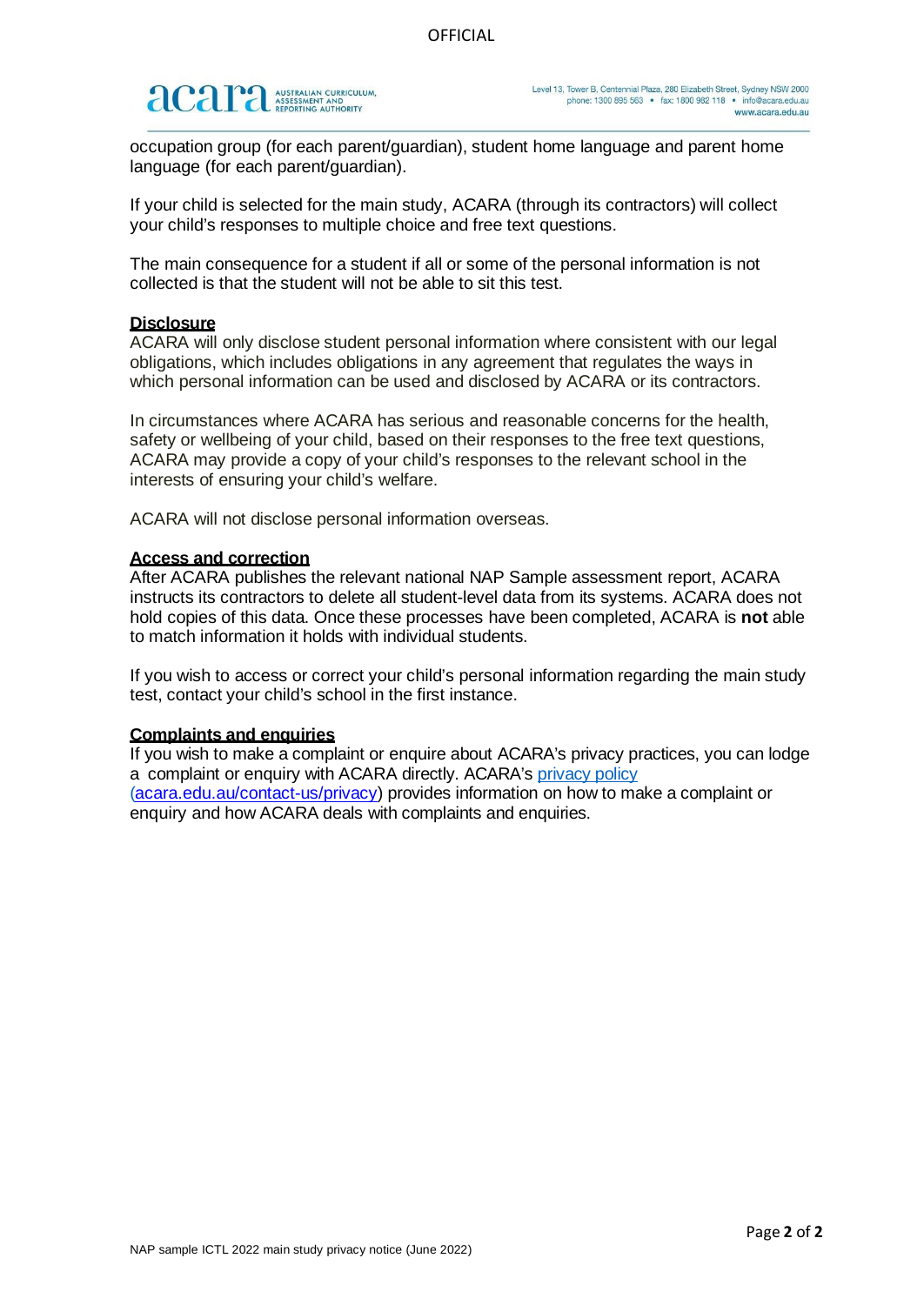occupation group (for each parent/guardian), student home language and parent home language (for each parent/guardian).

If your child is selected for the main study, ACARA (through its contractors) will collect your child's responses to multiple choice and free text questions.

The main consequence for a student if all or some of the personal information is not collected is that the student will not be able to sit this test.

**Disclosure**

ACARA will only disclose student personal information where consistent with our legal obligations, which includes obligations in any agreement that regulates the ways in which personal information can be used and disclosed by ACARA or its contractors.

In circumstances where ACARA has serious and reasonable concerns for the health, safety or wellbeing of your child, based on their responses to the free text questions, ACARA may provide a copy of your child's responses to the relevant school in the interests of ensuring your child's welfare.

ACARA will not disclose personal information overseas.

**Access and correction**

After ACARA publishes the relevant national NAP Sample assessment report, ACARA instructs its contractors to delete all student-level data from its systems. ACARA does not hold copies of this data. Once these processes have been completed, ACARA is **not** able to match information it holds with individual students.

If you wish to access or correct your child's personal information regarding the main study test, contact your child's school in the first instance.

**Complaints and enquiries**

If you wish to make a complaint or enquire about ACARA's privacy practices, you can lodge a complaint or enquiry with ACARA directly. ACARA's privacy policy (acara.edu.au/contact-us/privacy) provides information on how to make a complaint or enquiry and how ACARA deals with complaints and enquiries.